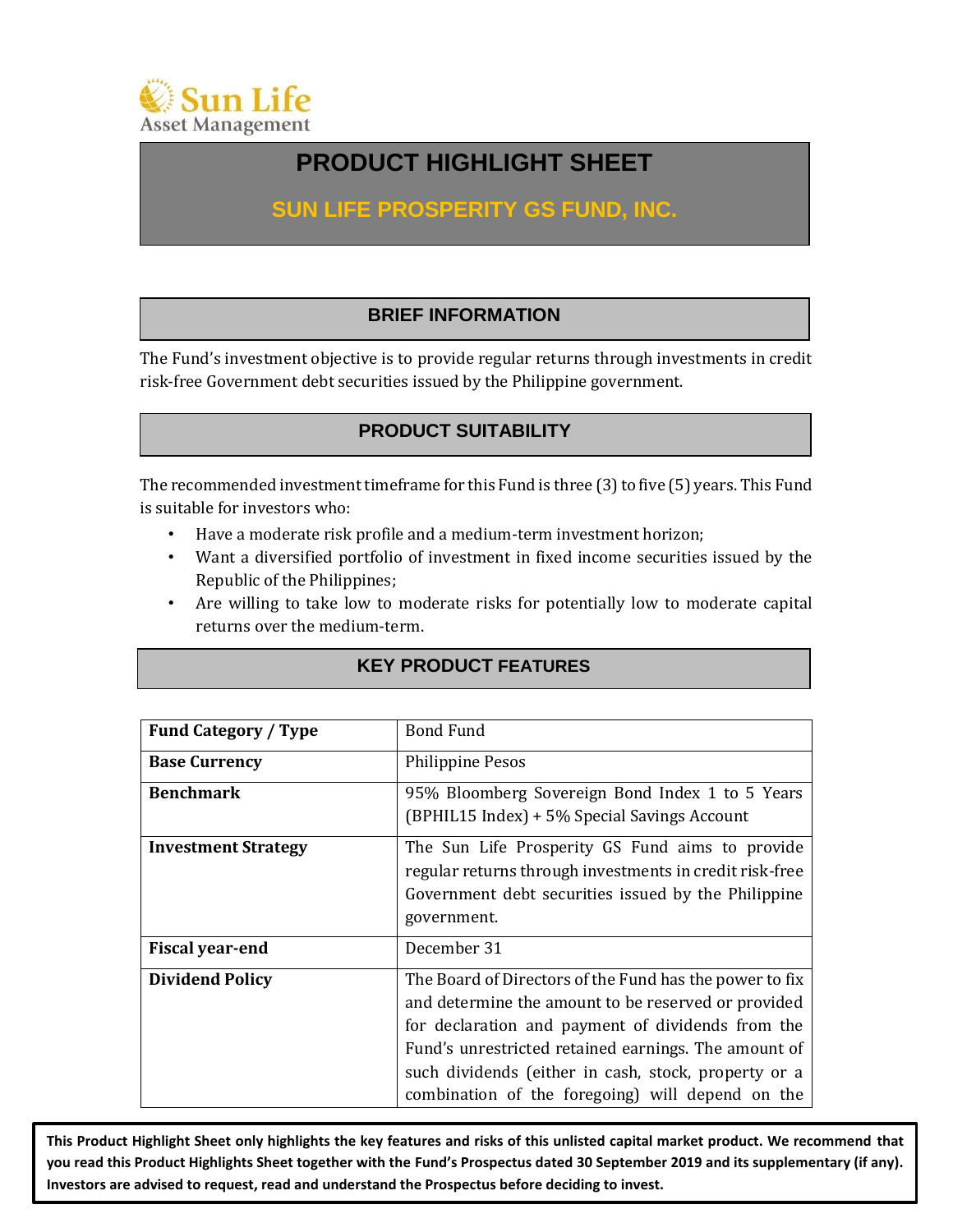Sun Life Asset Management

# PRODUCT HIGHLIGHT SHEET

## SUN LIFE PROSPERITY GS FUND, INC.

## BRIEF INFORMATION

The Fund's investment objective is to provide regular returns through investments in credit risk-free Government debt securities issued by the Philippine government.

## PRODUCT SUITABILITY

The recommended investment timeframe for this Fund is three (3) to five (5) years. This Fund is suitable for investors who:

- Have a moderate risk profile and a medium-term investment horizon;
- Want a diversified portfolio of investment in fixed income securities issued by the Republic of the Philippines;
- Are willing to take low to moderate risks for potentially low to moderate capital returns over the medium-term.

## KEY PRODUCT FEATURES

| **Fund Category / Type** | Bond Fund |
|---|---|
| **Base Currency** | Philippine Pesos |
| **Benchmark** | 95% Bloomberg Sovereign Bond Index 1 to 5 Years (BPHIL15 Index) + 5% Special Savings Account |
| **Investment Strategy** | The Sun Life Prosperity GS Fund aims to provide regular returns through investments in credit risk-free Government debt securities issued by the Philippine government. |
| **Fiscal year-end** | December 31 |
| **Dividend Policy** | The Board of Directors of the Fund has the power to fix and determine the amount to be reserved or provided for declaration and payment of dividends from the Fund's unrestricted retained earnings. The amount of such dividends (either in cash, stock, property or a combination of the foregoing) will depend on the |

**This Product Highlight Sheet only highlights the key features and risks of this unlisted capital market product. We recommend that you read this Product Highlights Sheet together with the Fund's Prospectus dated 30 September 2019 and its supplementary (if any). Investors are advised to request, read and understand the Prospectus before deciding to invest.**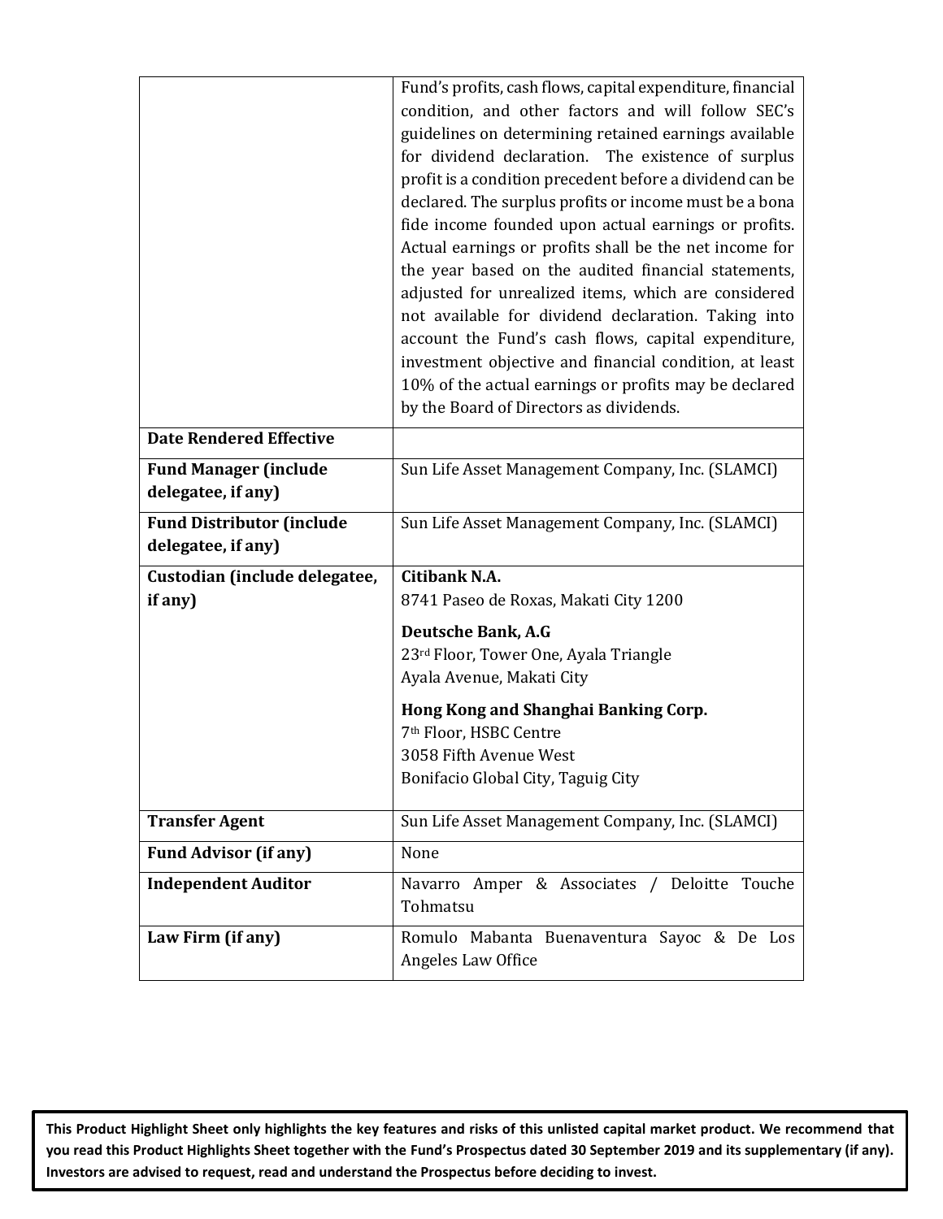| | |
|---|---|
| | Fund's profits, cash flows, capital expenditure, financial condition, and other factors and will follow SEC's guidelines on determining retained earnings available for dividend declaration. The existence of surplus profit is a condition precedent before a dividend can be declared. The surplus profits or income must be a bona fide income founded upon actual earnings or profits. Actual earnings or profits shall be the net income for the year based on the audited financial statements, adjusted for unrealized items, which are considered not available for dividend declaration. Taking into account the Fund's cash flows, capital expenditure, investment objective and financial condition, at least 10% of the actual earnings or profits may be declared by the Board of Directors as dividends. |
| **Date Rendered Effective** | |
| **Fund Manager (include delegatee, if any)** | Sun Life Asset Management Company, Inc. (SLAMCI) |
| **Fund Distributor (include delegatee, if any)** | Sun Life Asset Management Company, Inc. (SLAMCI) |
| **Custodian (include delegatee, if any)** | **Citibank N.A.**<br>8741 Paseo de Roxas, Makati City 1200<br><br>**Deutsche Bank, A.G**<br>23rd Floor, Tower One, Ayala Triangle<br>Ayala Avenue, Makati City<br><br>**Hong Kong and Shanghai Banking Corp.**<br>7th Floor, HSBC Centre<br>3058 Fifth Avenue West<br>Bonifacio Global City, Taguig City |
| **Transfer Agent** | Sun Life Asset Management Company, Inc. (SLAMCI) |
| **Fund Advisor (if any)** | None |
| **Independent Auditor** | Navarro Amper & Associates / Deloitte Touche Tohmatsu |
| **Law Firm (if any)** | Romulo Mabanta Buenaventura Sayoc & De Los Angeles Law Office |

**This Product Highlight Sheet only highlights the key features and risks of this unlisted capital market product. We recommend that you read this Product Highlights Sheet together with the Fund's Prospectus dated 30 September 2019 and its supplementary (if any). Investors are advised to request, read and understand the Prospectus before deciding to invest.**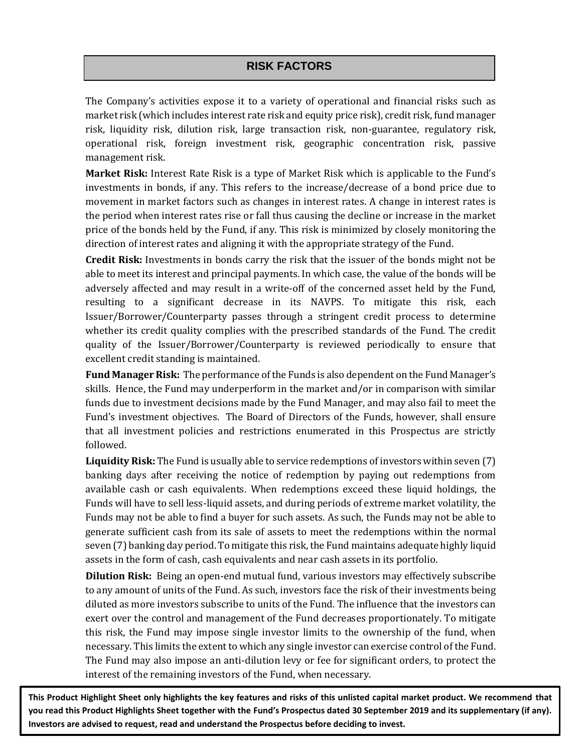## RISK FACTORS

The Company's activities expose it to a variety of operational and financial risks such as market risk (which includes interest rate risk and equity price risk), credit risk, fund manager risk, liquidity risk, dilution risk, large transaction risk, non-guarantee, regulatory risk, operational risk, foreign investment risk, geographic concentration risk, passive management risk.

**Market Risk:** Interest Rate Risk is a type of Market Risk which is applicable to the Fund's investments in bonds, if any. This refers to the increase/decrease of a bond price due to movement in market factors such as changes in interest rates. A change in interest rates is the period when interest rates rise or fall thus causing the decline or increase in the market price of the bonds held by the Fund, if any. This risk is minimized by closely monitoring the direction of interest rates and aligning it with the appropriate strategy of the Fund.

**Credit Risk:** Investments in bonds carry the risk that the issuer of the bonds might not be able to meet its interest and principal payments. In which case, the value of the bonds will be adversely affected and may result in a write-off of the concerned asset held by the Fund, resulting to a significant decrease in its NAVPS. To mitigate this risk, each Issuer/Borrower/Counterparty passes through a stringent credit process to determine whether its credit quality complies with the prescribed standards of the Fund. The credit quality of the Issuer/Borrower/Counterparty is reviewed periodically to ensure that excellent credit standing is maintained.

**Fund Manager Risk:** The performance of the Funds is also dependent on the Fund Manager's skills. Hence, the Fund may underperform in the market and/or in comparison with similar funds due to investment decisions made by the Fund Manager, and may also fail to meet the Fund's investment objectives. The Board of Directors of the Funds, however, shall ensure that all investment policies and restrictions enumerated in this Prospectus are strictly followed.

**Liquidity Risk:** The Fund is usually able to service redemptions of investors within seven (7) banking days after receiving the notice of redemption by paying out redemptions from available cash or cash equivalents. When redemptions exceed these liquid holdings, the Funds will have to sell less-liquid assets, and during periods of extreme market volatility, the Funds may not be able to find a buyer for such assets. As such, the Funds may not be able to generate sufficient cash from its sale of assets to meet the redemptions within the normal seven (7) banking day period. To mitigate this risk, the Fund maintains adequate highly liquid assets in the form of cash, cash equivalents and near cash assets in its portfolio.

**Dilution Risk:** Being an open-end mutual fund, various investors may effectively subscribe to any amount of units of the Fund. As such, investors face the risk of their investments being diluted as more investors subscribe to units of the Fund. The influence that the investors can exert over the control and management of the Fund decreases proportionately. To mitigate this risk, the Fund may impose single investor limits to the ownership of the fund, when necessary. This limits the extent to which any single investor can exercise control of the Fund. The Fund may also impose an anti-dilution levy or fee for significant orders, to protect the interest of the remaining investors of the Fund, when necessary.

**This Product Highlight Sheet only highlights the key features and risks of this unlisted capital market product. We recommend that you read this Product Highlights Sheet together with the Fund's Prospectus dated 30 September 2019 and its supplementary (if any). Investors are advised to request, read and understand the Prospectus before deciding to invest.**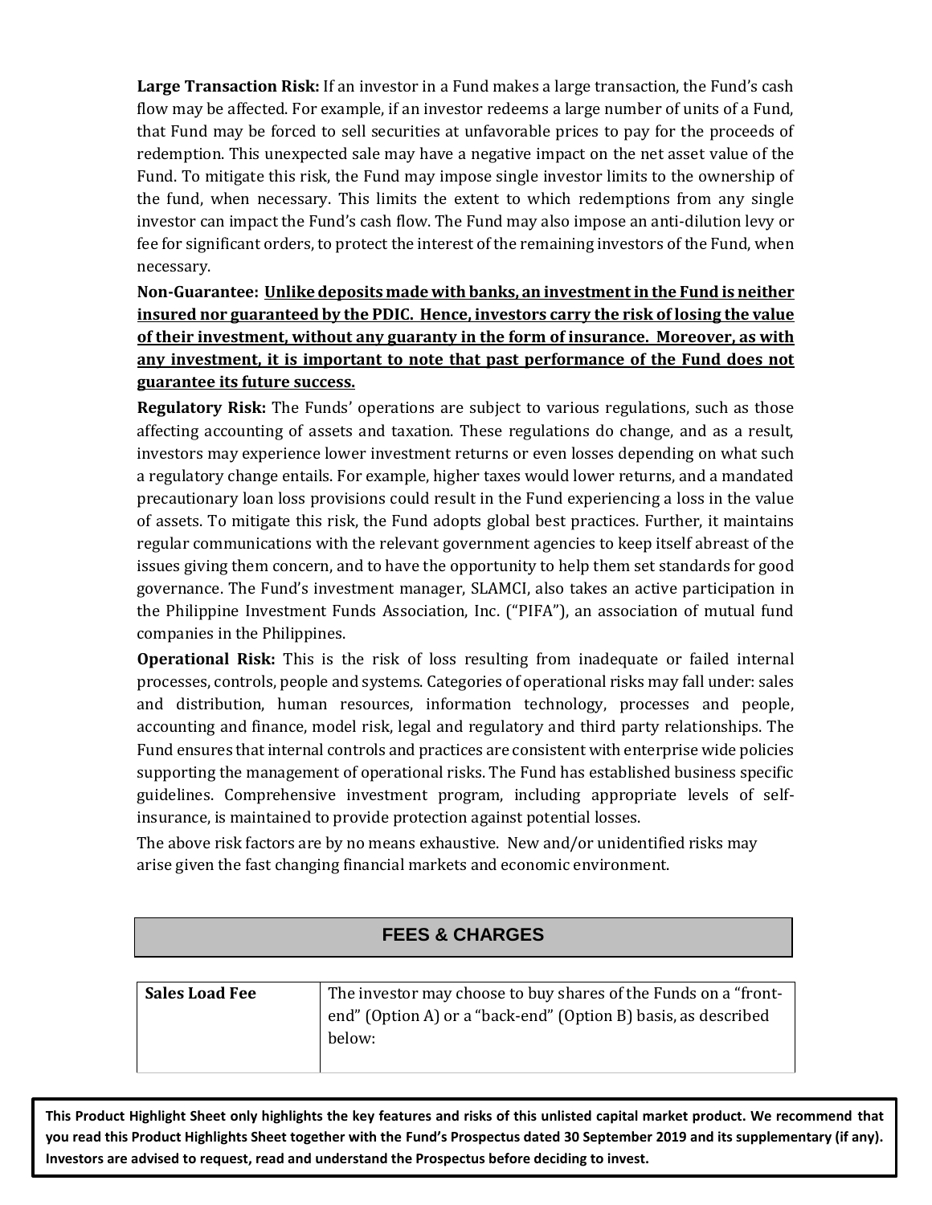**Large Transaction Risk:** If an investor in a Fund makes a large transaction, the Fund's cash flow may be affected. For example, if an investor redeems a large number of units of a Fund, that Fund may be forced to sell securities at unfavorable prices to pay for the proceeds of redemption. This unexpected sale may have a negative impact on the net asset value of the Fund. To mitigate this risk, the Fund may impose single investor limits to the ownership of the fund, when necessary. This limits the extent to which redemptions from any single investor can impact the Fund's cash flow. The Fund may also impose an anti-dilution levy or fee for significant orders, to protect the interest of the remaining investors of the Fund, when necessary.

**Non-Guarantee: <u>Unlike deposits made with banks, an investment in the Fund is neither insured nor guaranteed by the PDIC. Hence, investors carry the risk of losing the value of their investment, without any guaranty in the form of insurance. Moreover, as with any investment, it is important to note that past performance of the Fund does not guarantee its future success.</u>**

**Regulatory Risk:** The Funds' operations are subject to various regulations, such as those affecting accounting of assets and taxation. These regulations do change, and as a result, investors may experience lower investment returns or even losses depending on what such a regulatory change entails. For example, higher taxes would lower returns, and a mandated precautionary loan loss provisions could result in the Fund experiencing a loss in the value of assets. To mitigate this risk, the Fund adopts global best practices. Further, it maintains regular communications with the relevant government agencies to keep itself abreast of the issues giving them concern, and to have the opportunity to help them set standards for good governance. The Fund's investment manager, SLAMCI, also takes an active participation in the Philippine Investment Funds Association, Inc. ("PIFA"), an association of mutual fund companies in the Philippines.

**Operational Risk:** This is the risk of loss resulting from inadequate or failed internal processes, controls, people and systems. Categories of operational risks may fall under: sales and distribution, human resources, information technology, processes and people, accounting and finance, model risk, legal and regulatory and third party relationships. The Fund ensures that internal controls and practices are consistent with enterprise wide policies supporting the management of operational risks. The Fund has established business specific guidelines. Comprehensive investment program, including appropriate levels of self-insurance, is maintained to provide protection against potential losses.

The above risk factors are by no means exhaustive. New and/or unidentified risks may arise given the fast changing financial markets and economic environment.

## FEES & CHARGES

| **Sales Load Fee** | The investor may choose to buy shares of the Funds on a "front-end" (Option A) or a "back-end" (Option B) basis, as described below: |
|---|---|

**This Product Highlight Sheet only highlights the key features and risks of this unlisted capital market product. We recommend that you read this Product Highlights Sheet together with the Fund's Prospectus dated 30 September 2019 and its supplementary (if any). Investors are advised to request, read and understand the Prospectus before deciding to invest.**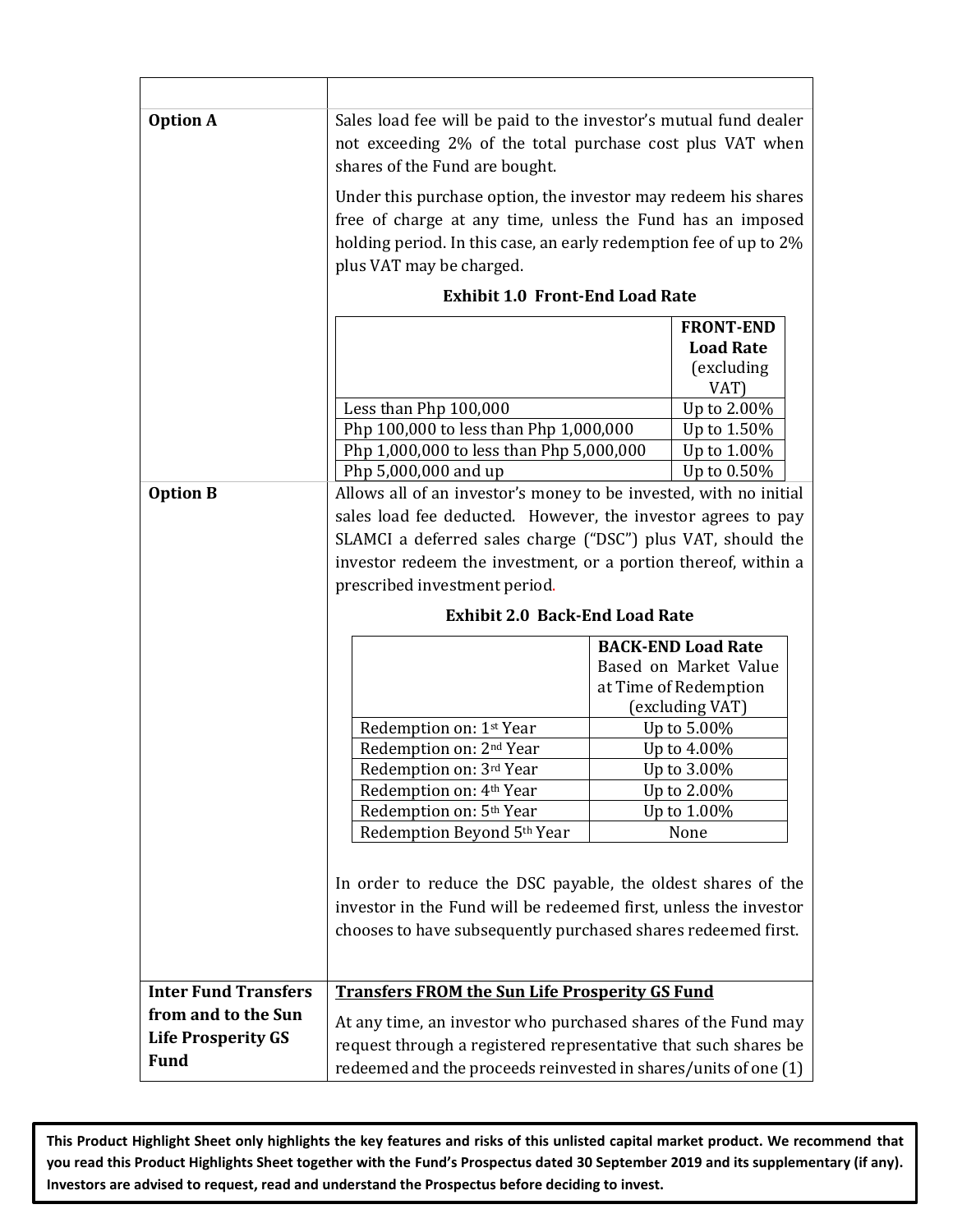| | |
|---|---|
| **Option A** | Sales load fee will be paid to the investor's mutual fund dealer not exceeding 2% of the total purchase cost plus VAT when shares of the Fund are bought.<br><br>Under this purchase option, the investor may redeem his shares free of charge at any time, unless the Fund has an imposed holding period. In this case, an early redemption fee of up to 2% plus VAT may be charged. |

**Exhibit 1.0 Front-End Load Rate**

| | FRONT-END Load Rate (excluding VAT) |
|---|---|
| Less than Php 100,000 | Up to 2.00% |
| Php 100,000 to less than Php 1,000,000 | Up to 1.50% |
| Php 1,000,000 to less than Php 5,000,000 | Up to 1.00% |
| Php 5,000,000 and up | Up to 0.50% |

| | |
|---|---|
| **Option B** | Allows all of an investor's money to be invested, with no initial sales load fee deducted. However, the investor agrees to pay SLAMCI a deferred sales charge ("DSC") plus VAT, should the investor redeem the investment, or a portion thereof, within a prescribed investment period. |

**Exhibit 2.0 Back-End Load Rate**

| | BACK-END Load Rate Based on Market Value at Time of Redemption (excluding VAT) |
|---|---|
| Redemption on: 1st Year | Up to 5.00% |
| Redemption on: 2nd Year | Up to 4.00% |
| Redemption on: 3rd Year | Up to 3.00% |
| Redemption on: 4th Year | Up to 2.00% |
| Redemption on: 5th Year | Up to 1.00% |
| Redemption Beyond 5th Year | None |

In order to reduce the DSC payable, the oldest shares of the investor in the Fund will be redeemed first, unless the investor chooses to have subsequently purchased shares redeemed first.

| | |
|---|---|
| **Inter Fund Transfers from and to the Sun Life Prosperity GS Fund** | **<u>Transfers FROM the Sun Life Prosperity GS Fund</u>**<br><br>At any time, an investor who purchased shares of the Fund may request through a registered representative that such shares be redeemed and the proceeds reinvested in shares/units of one (1) |

**This Product Highlight Sheet only highlights the key features and risks of this unlisted capital market product. We recommend that you read this Product Highlights Sheet together with the Fund's Prospectus dated 30 September 2019 and its supplementary (if any). Investors are advised to request, read and understand the Prospectus before deciding to invest.**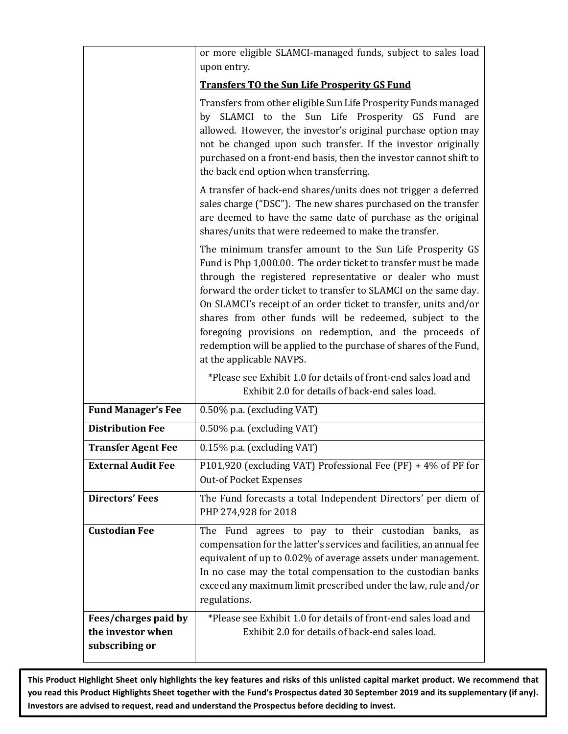| | |
|---|---|
| | or more eligible SLAMCI-managed funds, subject to sales load upon entry.<br><br>**Transfers TO the Sun Life Prosperity GS Fund**<br><br>Transfers from other eligible Sun Life Prosperity Funds managed by SLAMCI to the Sun Life Prosperity GS Fund are allowed. However, the investor's original purchase option may not be changed upon such transfer. If the investor originally purchased on a front-end basis, then the investor cannot shift to the back end option when transferring.<br><br>A transfer of back-end shares/units does not trigger a deferred sales charge ("DSC"). The new shares purchased on the transfer are deemed to have the same date of purchase as the original shares/units that were redeemed to make the transfer.<br><br>The minimum transfer amount to the Sun Life Prosperity GS Fund is Php 1,000.00. The order ticket to transfer must be made through the registered representative or dealer who must forward the order ticket to transfer to SLAMCI on the same day. On SLAMCI's receipt of an order ticket to transfer, units and/or shares from other funds will be redeemed, subject to the foregoing provisions on redemption, and the proceeds of redemption will be applied to the purchase of shares of the Fund, at the applicable NAVPS.<br><br>*Please see Exhibit 1.0 for details of front-end sales load and Exhibit 2.0 for details of back-end sales load. |
| **Fund Manager's Fee** | 0.50% p.a. (excluding VAT) |
| **Distribution Fee** | 0.50% p.a. (excluding VAT) |
| **Transfer Agent Fee** | 0.15% p.a. (excluding VAT) |
| **External Audit Fee** | P101,920 (excluding VAT) Professional Fee (PF) + 4% of PF for Out-of Pocket Expenses |
| **Directors' Fees** | The Fund forecasts a total Independent Directors' per diem of PHP 274,928 for 2018 |
| **Custodian Fee** | The Fund agrees to pay to their custodian banks, as compensation for the latter's services and facilities, an annual fee equivalent of up to 0.02% of average assets under management. In no case may the total compensation to the custodian banks exceed any maximum limit prescribed under the law, rule and/or regulations. |
| **Fees/charges paid by the investor when subscribing or** | *Please see Exhibit 1.0 for details of front-end sales load and Exhibit 2.0 for details of back-end sales load. |

**This Product Highlight Sheet only highlights the key features and risks of this unlisted capital market product. We recommend that you read this Product Highlights Sheet together with the Fund's Prospectus dated 30 September 2019 and its supplementary (if any). Investors are advised to request, read and understand the Prospectus before deciding to invest.**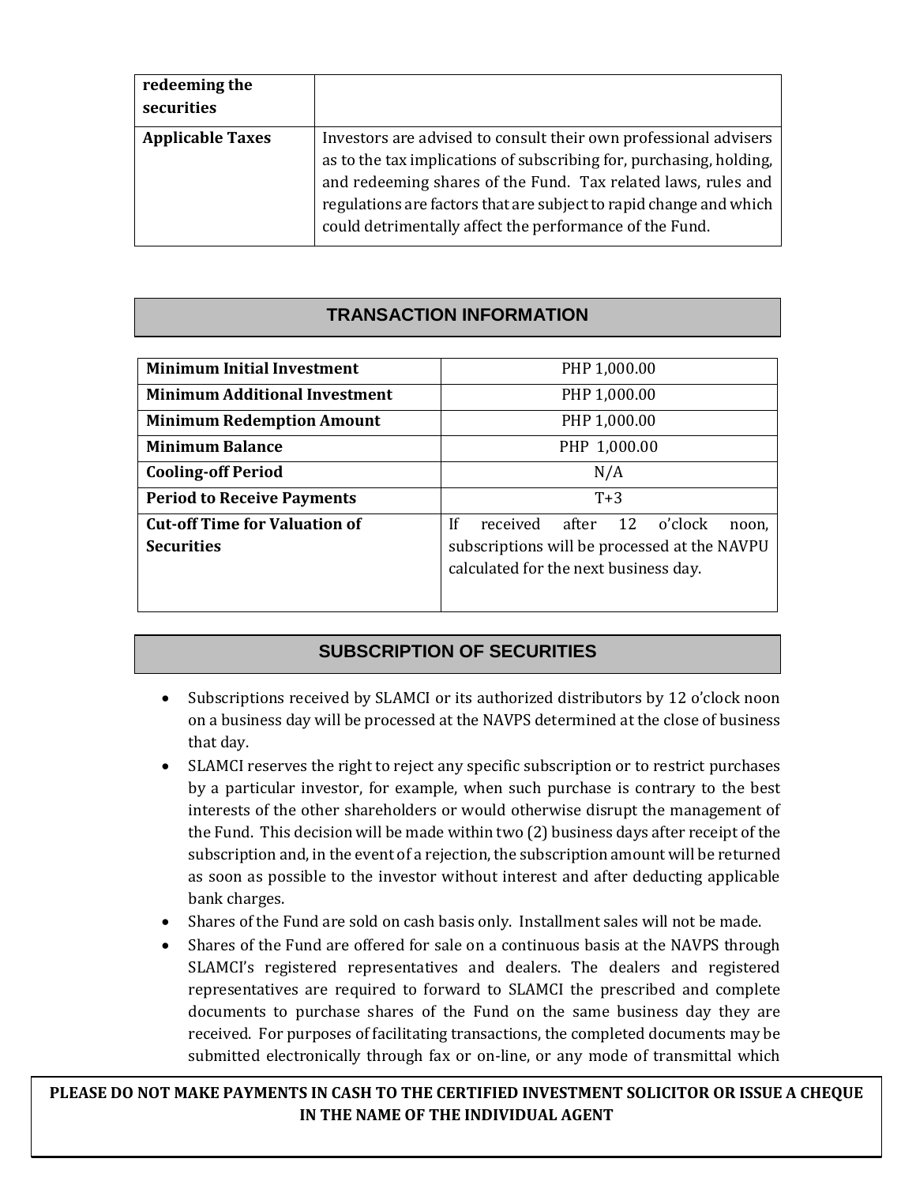| redeeming the securities | |
|---|---|
| **Applicable Taxes** | Investors are advised to consult their own professional advisers as to the tax implications of subscribing for, purchasing, holding, and redeeming shares of the Fund. Tax related laws, rules and regulations are factors that are subject to rapid change and which could detrimentally affect the performance of the Fund. |

## TRANSACTION INFORMATION

| | |
|---|---|
| **Minimum Initial Investment** | PHP 1,000.00 |
| **Minimum Additional Investment** | PHP 1,000.00 |
| **Minimum Redemption Amount** | PHP 1,000.00 |
| **Minimum Balance** | PHP 1,000.00 |
| **Cooling-off Period** | N/A |
| **Period to Receive Payments** | T+3 |
| **Cut-off Time for Valuation of Securities** | If received after 12 o'clock noon, subscriptions will be processed at the NAVPU calculated for the next business day. |

## SUBSCRIPTION OF SECURITIES

- Subscriptions received by SLAMCI or its authorized distributors by 12 o'clock noon on a business day will be processed at the NAVPS determined at the close of business that day.
- SLAMCI reserves the right to reject any specific subscription or to restrict purchases by a particular investor, for example, when such purchase is contrary to the best interests of the other shareholders or would otherwise disrupt the management of the Fund. This decision will be made within two (2) business days after receipt of the subscription and, in the event of a rejection, the subscription amount will be returned as soon as possible to the investor without interest and after deducting applicable bank charges.
- Shares of the Fund are sold on cash basis only. Installment sales will not be made.
- Shares of the Fund are offered for sale on a continuous basis at the NAVPS through SLAMCI's registered representatives and dealers. The dealers and registered representatives are required to forward to SLAMCI the prescribed and complete documents to purchase shares of the Fund on the same business day they are received. For purposes of facilitating transactions, the completed documents may be submitted electronically through fax or on-line, or any mode of transmittal which

**PLEASE DO NOT MAKE PAYMENTS IN CASH TO THE CERTIFIED INVESTMENT SOLICITOR OR ISSUE A CHEQUE IN THE NAME OF THE INDIVIDUAL AGENT**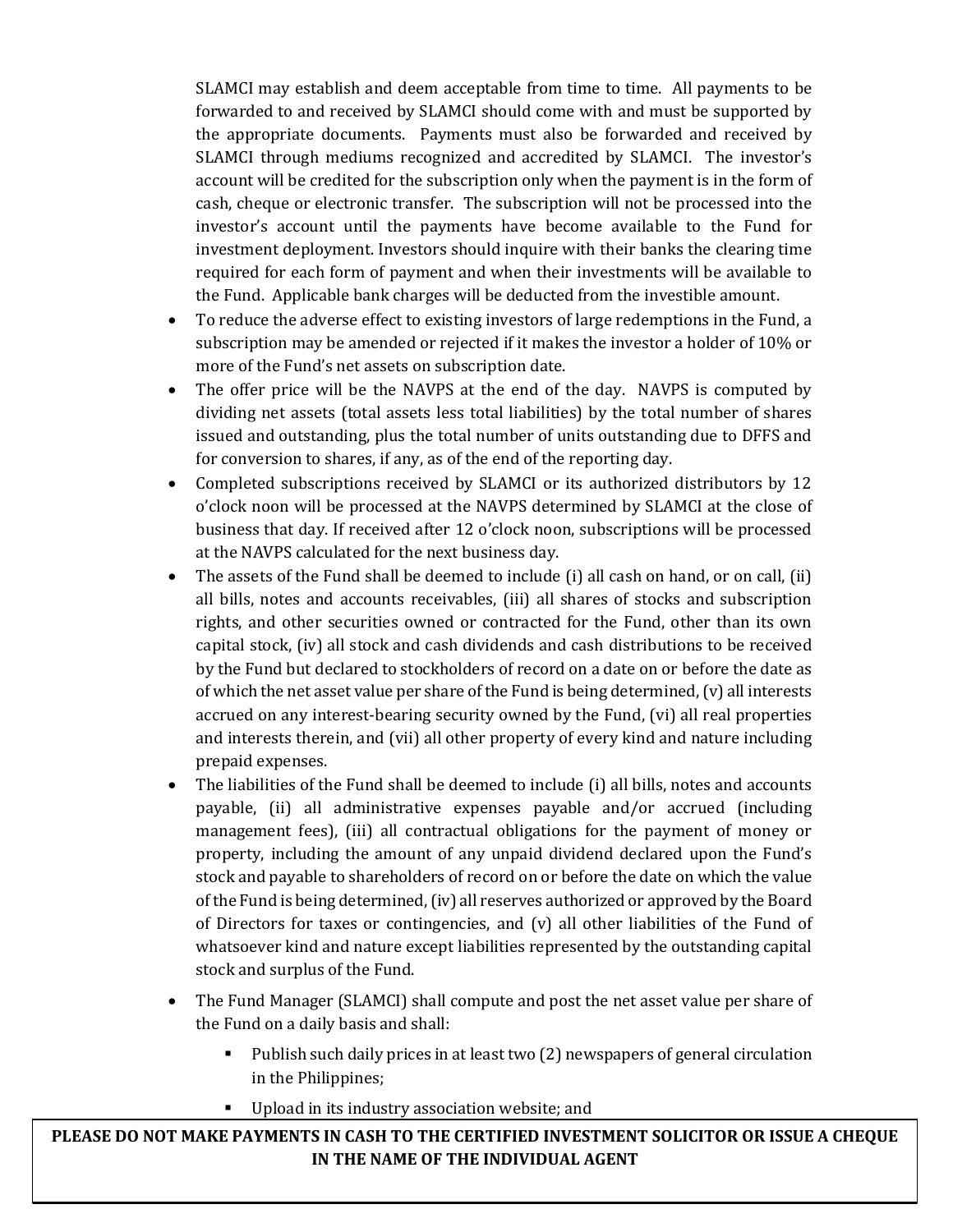SLAMCI may establish and deem acceptable from time to time. All payments to be forwarded to and received by SLAMCI should come with and must be supported by the appropriate documents. Payments must also be forwarded and received by SLAMCI through mediums recognized and accredited by SLAMCI. The investor's account will be credited for the subscription only when the payment is in the form of cash, cheque or electronic transfer. The subscription will not be processed into the investor's account until the payments have become available to the Fund for investment deployment. Investors should inquire with their banks the clearing time required for each form of payment and when their investments will be available to the Fund. Applicable bank charges will be deducted from the investible amount.

- To reduce the adverse effect to existing investors of large redemptions in the Fund, a subscription may be amended or rejected if it makes the investor a holder of 10% or more of the Fund's net assets on subscription date.
- The offer price will be the NAVPS at the end of the day. NAVPS is computed by dividing net assets (total assets less total liabilities) by the total number of shares issued and outstanding, plus the total number of units outstanding due to DFFS and for conversion to shares, if any, as of the end of the reporting day.
- Completed subscriptions received by SLAMCI or its authorized distributors by 12 o'clock noon will be processed at the NAVPS determined by SLAMCI at the close of business that day. If received after 12 o'clock noon, subscriptions will be processed at the NAVPS calculated for the next business day.
- The assets of the Fund shall be deemed to include (i) all cash on hand, or on call, (ii) all bills, notes and accounts receivables, (iii) all shares of stocks and subscription rights, and other securities owned or contracted for the Fund, other than its own capital stock, (iv) all stock and cash dividends and cash distributions to be received by the Fund but declared to stockholders of record on a date on or before the date as of which the net asset value per share of the Fund is being determined, (v) all interests accrued on any interest-bearing security owned by the Fund, (vi) all real properties and interests therein, and (vii) all other property of every kind and nature including prepaid expenses.
- The liabilities of the Fund shall be deemed to include (i) all bills, notes and accounts payable, (ii) all administrative expenses payable and/or accrued (including management fees), (iii) all contractual obligations for the payment of money or property, including the amount of any unpaid dividend declared upon the Fund's stock and payable to shareholders of record on or before the date on which the value of the Fund is being determined, (iv) all reserves authorized or approved by the Board of Directors for taxes or contingencies, and (v) all other liabilities of the Fund of whatsoever kind and nature except liabilities represented by the outstanding capital stock and surplus of the Fund.
- The Fund Manager (SLAMCI) shall compute and post the net asset value per share of the Fund on a daily basis and shall:
  - Publish such daily prices in at least two (2) newspapers of general circulation in the Philippines;
  - Upload in its industry association website; and

**PLEASE DO NOT MAKE PAYMENTS IN CASH TO THE CERTIFIED INVESTMENT SOLICITOR OR ISSUE A CHEQUE IN THE NAME OF THE INDIVIDUAL AGENT**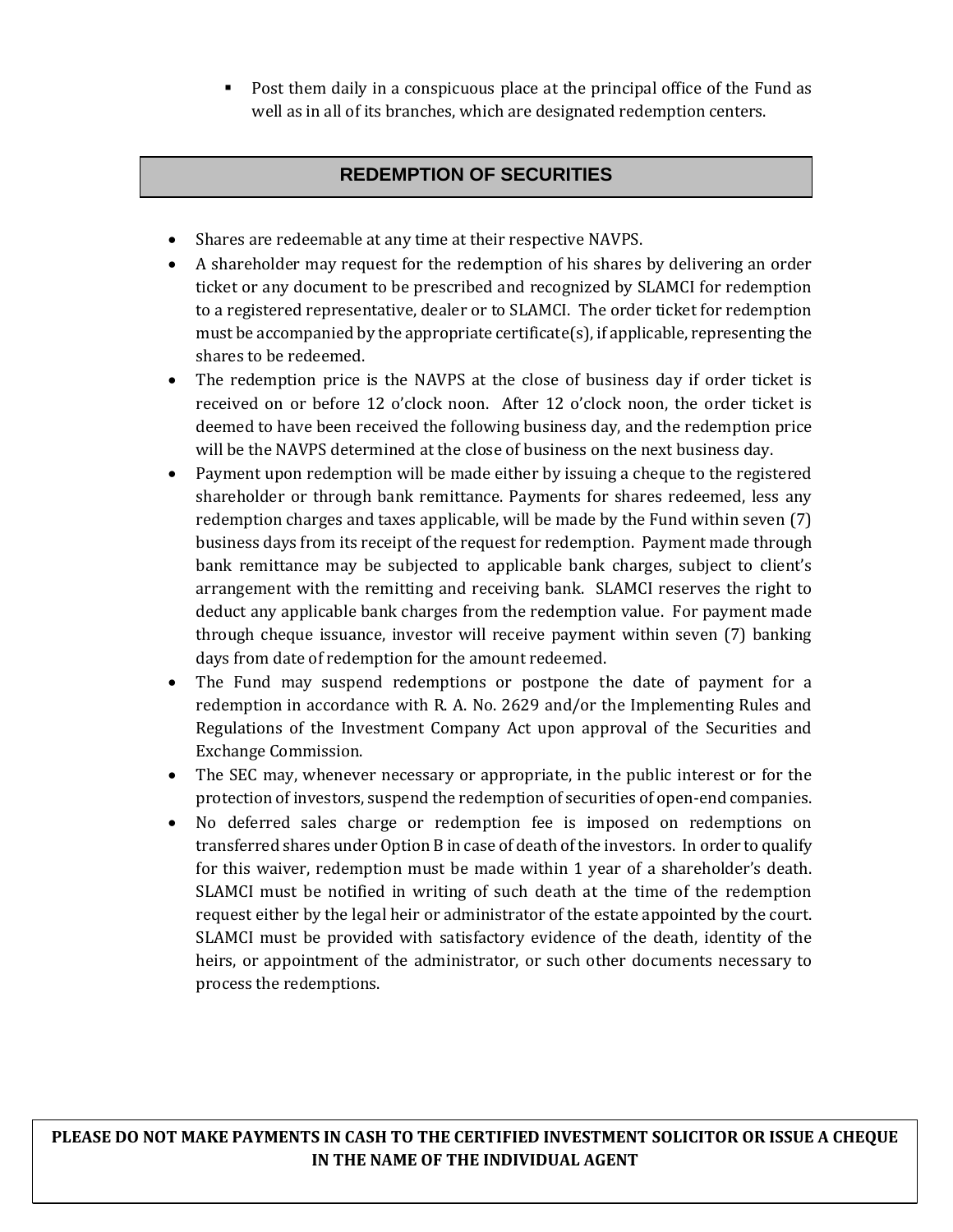- Post them daily in a conspicuous place at the principal office of the Fund as well as in all of its branches, which are designated redemption centers.

## REDEMPTION OF SECURITIES

- Shares are redeemable at any time at their respective NAVPS.
- A shareholder may request for the redemption of his shares by delivering an order ticket or any document to be prescribed and recognized by SLAMCI for redemption to a registered representative, dealer or to SLAMCI. The order ticket for redemption must be accompanied by the appropriate certificate(s), if applicable, representing the shares to be redeemed.
- The redemption price is the NAVPS at the close of business day if order ticket is received on or before 12 o'clock noon. After 12 o'clock noon, the order ticket is deemed to have been received the following business day, and the redemption price will be the NAVPS determined at the close of business on the next business day.
- Payment upon redemption will be made either by issuing a cheque to the registered shareholder or through bank remittance. Payments for shares redeemed, less any redemption charges and taxes applicable, will be made by the Fund within seven (7) business days from its receipt of the request for redemption. Payment made through bank remittance may be subjected to applicable bank charges, subject to client's arrangement with the remitting and receiving bank. SLAMCI reserves the right to deduct any applicable bank charges from the redemption value. For payment made through cheque issuance, investor will receive payment within seven (7) banking days from date of redemption for the amount redeemed.
- The Fund may suspend redemptions or postpone the date of payment for a redemption in accordance with R. A. No. 2629 and/or the Implementing Rules and Regulations of the Investment Company Act upon approval of the Securities and Exchange Commission.
- The SEC may, whenever necessary or appropriate, in the public interest or for the protection of investors, suspend the redemption of securities of open-end companies.
- No deferred sales charge or redemption fee is imposed on redemptions on transferred shares under Option B in case of death of the investors. In order to qualify for this waiver, redemption must be made within 1 year of a shareholder's death. SLAMCI must be notified in writing of such death at the time of the redemption request either by the legal heir or administrator of the estate appointed by the court. SLAMCI must be provided with satisfactory evidence of the death, identity of the heirs, or appointment of the administrator, or such other documents necessary to process the redemptions.

**PLEASE DO NOT MAKE PAYMENTS IN CASH TO THE CERTIFIED INVESTMENT SOLICITOR OR ISSUE A CHEQUE IN THE NAME OF THE INDIVIDUAL AGENT**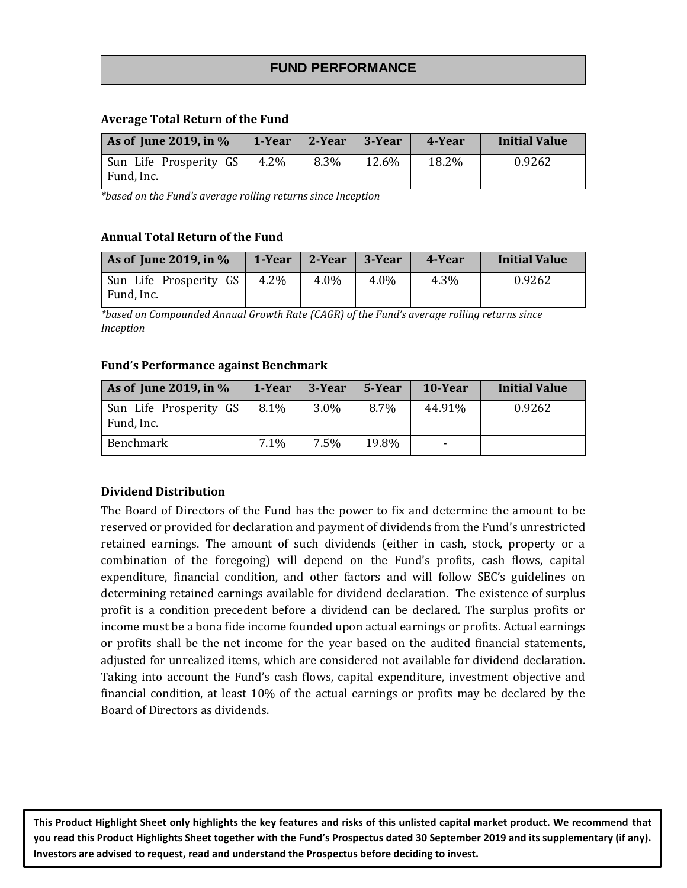## FUND PERFORMANCE

**Average Total Return of the Fund**

| As of June 2019, in % | 1-Year | 2-Year | 3-Year | 4-Year | Initial Value |
|---|---|---|---|---|---|
| Sun Life Prosperity GS Fund, Inc. | 4.2% | 8.3% | 12.6% | 18.2% | 0.9262 |

*\*based on the Fund's average rolling returns since Inception*

**Annual Total Return of the Fund**

| As of June 2019, in % | 1-Year | 2-Year | 3-Year | 4-Year | Initial Value |
|---|---|---|---|---|---|
| Sun Life Prosperity GS Fund, Inc. | 4.2% | 4.0% | 4.0% | 4.3% | 0.9262 |

*\*based on Compounded Annual Growth Rate (CAGR) of the Fund's average rolling returns since Inception*

**Fund's Performance against Benchmark**

| As of June 2019, in % | 1-Year | 3-Year | 5-Year | 10-Year | Initial Value |
|---|---|---|---|---|---|
| Sun Life Prosperity GS Fund, Inc. | 8.1% | 3.0% | 8.7% | 44.91% | 0.9262 |
| Benchmark | 7.1% | 7.5% | 19.8% | - | |

**Dividend Distribution**

The Board of Directors of the Fund has the power to fix and determine the amount to be reserved or provided for declaration and payment of dividends from the Fund's unrestricted retained earnings. The amount of such dividends (either in cash, stock, property or a combination of the foregoing) will depend on the Fund's profits, cash flows, capital expenditure, financial condition, and other factors and will follow SEC's guidelines on determining retained earnings available for dividend declaration. The existence of surplus profit is a condition precedent before a dividend can be declared. The surplus profits or income must be a bona fide income founded upon actual earnings or profits. Actual earnings or profits shall be the net income for the year based on the audited financial statements, adjusted for unrealized items, which are considered not available for dividend declaration. Taking into account the Fund's cash flows, capital expenditure, investment objective and financial condition, at least 10% of the actual earnings or profits may be declared by the Board of Directors as dividends.

**This Product Highlight Sheet only highlights the key features and risks of this unlisted capital market product. We recommend that you read this Product Highlights Sheet together with the Fund's Prospectus dated 30 September 2019 and its supplementary (if any). Investors are advised to request, read and understand the Prospectus before deciding to invest.**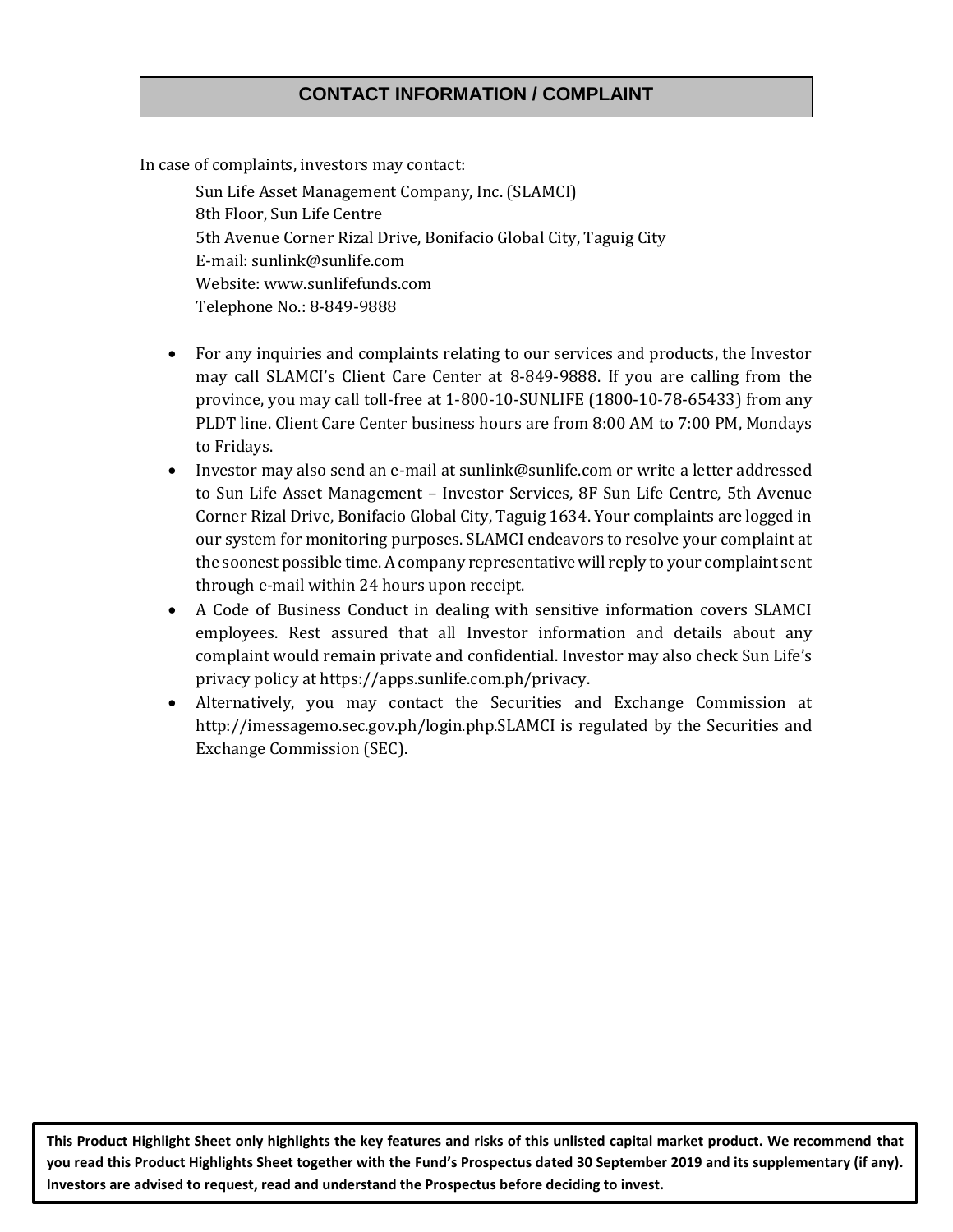## CONTACT INFORMATION / COMPLAINT

In case of complaints, investors may contact:

Sun Life Asset Management Company, Inc. (SLAMCI)
8th Floor, Sun Life Centre
5th Avenue Corner Rizal Drive, Bonifacio Global City, Taguig City
E-mail: sunlink@sunlife.com
Website: www.sunlifefunds.com
Telephone No.: 8-849-9888

- For any inquiries and complaints relating to our services and products, the Investor may call SLAMCI's Client Care Center at 8-849-9888. If you are calling from the province, you may call toll-free at 1-800-10-SUNLIFE (1800-10-78-65433) from any PLDT line. Client Care Center business hours are from 8:00 AM to 7:00 PM, Mondays to Fridays.
- Investor may also send an e-mail at sunlink@sunlife.com or write a letter addressed to Sun Life Asset Management – Investor Services, 8F Sun Life Centre, 5th Avenue Corner Rizal Drive, Bonifacio Global City, Taguig 1634. Your complaints are logged in our system for monitoring purposes. SLAMCI endeavors to resolve your complaint at the soonest possible time. A company representative will reply to your complaint sent through e-mail within 24 hours upon receipt.
- A Code of Business Conduct in dealing with sensitive information covers SLAMCI employees. Rest assured that all Investor information and details about any complaint would remain private and confidential. Investor may also check Sun Life's privacy policy at https://apps.sunlife.com.ph/privacy.
- Alternatively, you may contact the Securities and Exchange Commission at http://imessagemo.sec.gov.ph/login.php.SLAMCI is regulated by the Securities and Exchange Commission (SEC).

**This Product Highlight Sheet only highlights the key features and risks of this unlisted capital market product. We recommend that you read this Product Highlights Sheet together with the Fund's Prospectus dated 30 September 2019 and its supplementary (if any). Investors are advised to request, read and understand the Prospectus before deciding to invest.**